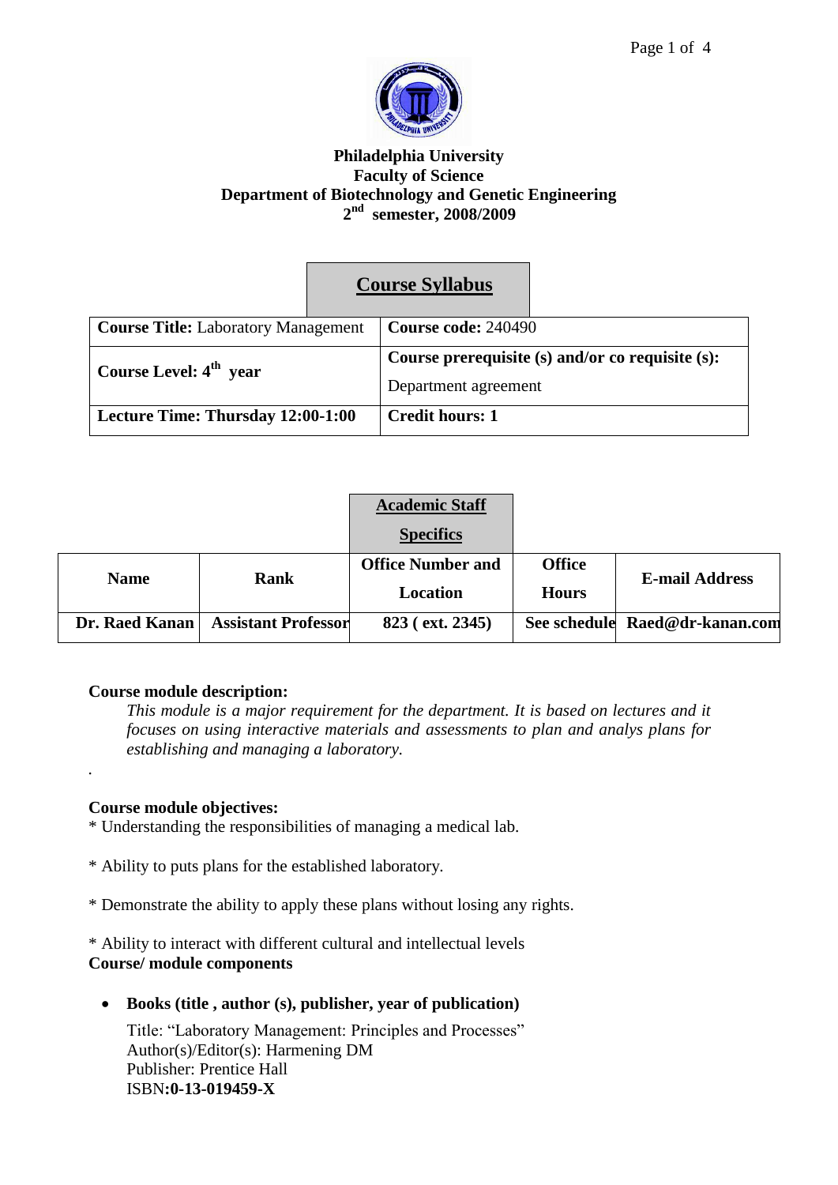**Philadelphia University**
**Faculty of Science**
**Department of Biotechnology and Genetic Engineering**
**2nd semester, 2008/2009**

## Course Syllabus

| **Course Title:** Laboratory Management | **Course code:** 240490 |
|---|---|
| **Course Level: 4th year** | **Course prerequisite (s) and/or co requisite (s):** Department agreement |
| **Lecture Time: Thursday 12:00-1:00** | **Credit hours: 1** |

## Academic Staff Specifics

| Name | Rank | Office Number and Location | Office Hours | E-mail Address |
|---|---|---|---|---|
| **Dr. Raed Kanan** | **Assistant Professor** | **823 ( ext. 2345)** | **See schedule** | **Raed@dr-kanan.com** |

**Course module description:**

*This module is a major requirement for the department. It is based on lectures and it focuses on using interactive materials and assessments to plan and analys plans for establishing and managing a laboratory.*

.

**Course module objectives:**

* Understanding the responsibilities of managing a medical lab.

* Ability to puts plans for the established laboratory.

* Demonstrate the ability to apply these plans without losing any rights.

* Ability to interact with different cultural and intellectual levels

**Course/ module components**

- **Books (title , author (s), publisher, year of publication)**

  Title: "Laboratory Management: Principles and Processes"
  Author(s)/Editor(s): Harmening DM
  Publisher: Prentice Hall
  ISBN:**0-13-019459-X**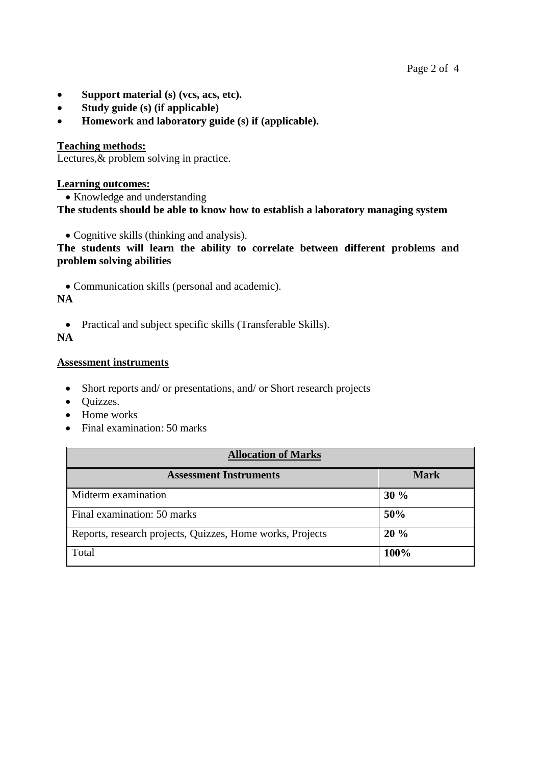- **Support material (s) (vcs, acs, etc).**
- **Study guide (s) (if applicable)**
- **Homework and laboratory guide (s) if (applicable).**

**Teaching methods:**

Lectures,& problem solving in practice.

**Learning outcomes:**

- Knowledge and understanding

**The students should be able to know how to establish a laboratory managing system**

- Cognitive skills (thinking and analysis).

**The students will learn the ability to correlate between different problems and problem solving abilities**

- Communication skills (personal and academic).

**NA**

- Practical and subject specific skills (Transferable Skills).

**NA**

**Assessment instruments**

- Short reports and/ or presentations, and/ or Short research projects
- Quizzes.
- Home works
- Final examination: 50 marks

| **Allocation of Marks** | |
|---|---|
| **Assessment Instruments** | **Mark** |
| Midterm examination | **30 %** |
| Final examination: 50 marks | **50%** |
| Reports, research projects, Quizzes, Home works, Projects | **20 %** |
| Total | **100%** |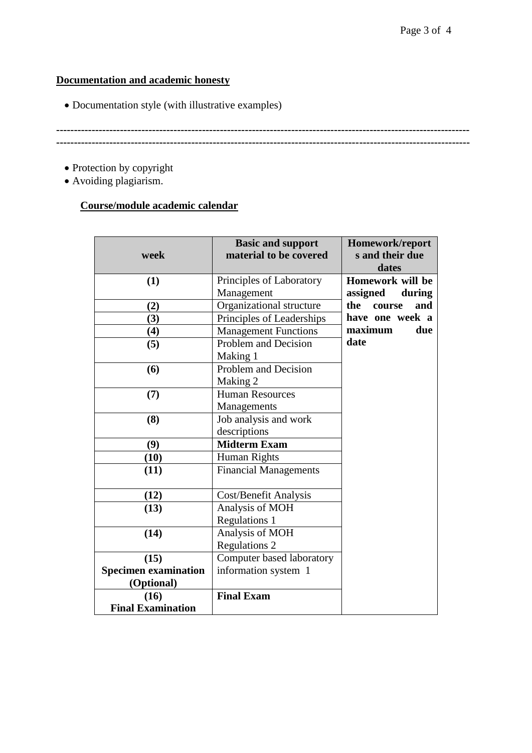**Documentation and academic honesty**

- Documentation style (with illustrative examples)

---

---

- Protection by copyright
- Avoiding plagiarism.

**Course/module academic calendar**

| week | Basic and support material to be covered | Homework/reports and their due dates |
|---|---|---|
| **(1)** | Principles of Laboratory Management | **Homework will be assigned during the course and have one week a maximum due date** |
| **(2)** | Organizational structure | |
| **(3)** | Principles of Leaderships | |
| **(4)** | Management Functions | |
| **(5)** | Problem and Decision Making 1 | |
| **(6)** | Problem and Decision Making 2 | |
| **(7)** | Human Resources Managements | |
| **(8)** | Job analysis and work descriptions | |
| **(9)** | **Midterm Exam** | |
| **(10)** | Human Rights | |
| **(11)** | Financial Managements | |
| **(12)** | Cost/Benefit Analysis | |
| **(13)** | Analysis of MOH Regulations 1 | |
| **(14)** | Analysis of MOH Regulations 2 | |
| **(15) Specimen examination (Optional)** | Computer based laboratory information system 1 | |
| **(16) Final Examination** | **Final Exam** | |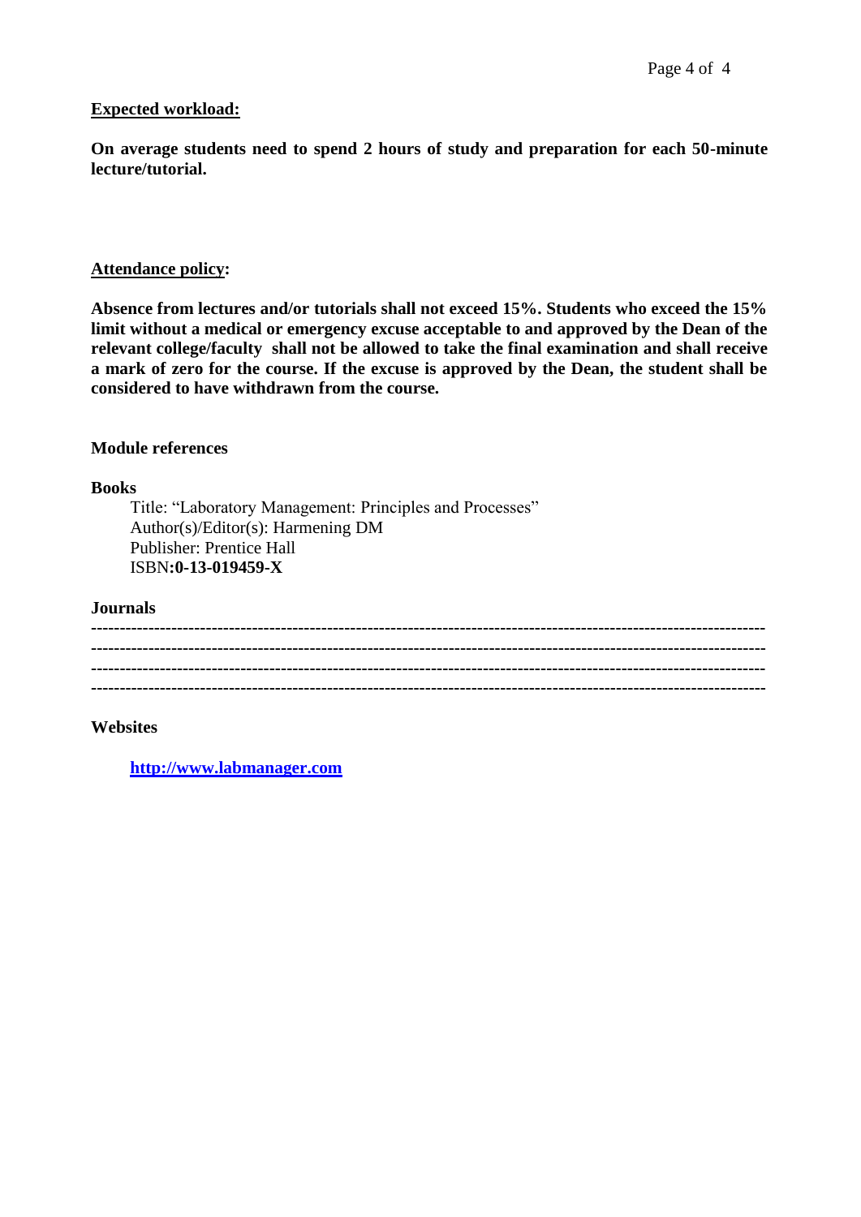**<u>Expected workload:</u>**

**On average students need to spend 2 hours of study and preparation for each 50-minute lecture/tutorial.**

**<u>Attendance policy</u>:**

**Absence from lectures and/or tutorials shall not exceed 15%. Students who exceed the 15% limit without a medical or emergency excuse acceptable to and approved by the Dean of the relevant college/faculty shall not be allowed to take the final examination and shall receive a mark of zero for the course. If the excuse is approved by the Dean, the student shall be considered to have withdrawn from the course.**

**Module references**

**Books**

Title: "Laboratory Management: Principles and Processes"
Author(s)/Editor(s): Harmening DM
Publisher: Prentice Hall
ISBN**:0-13-019459-X**

**Journals**

---------------------------------------------------------------------------------------------------------------------
---------------------------------------------------------------------------------------------------------------------
---------------------------------------------------------------------------------------------------------------------
---------------------------------------------------------------------------------------------------------------------

**Websites**

**http://www.labmanager.com**